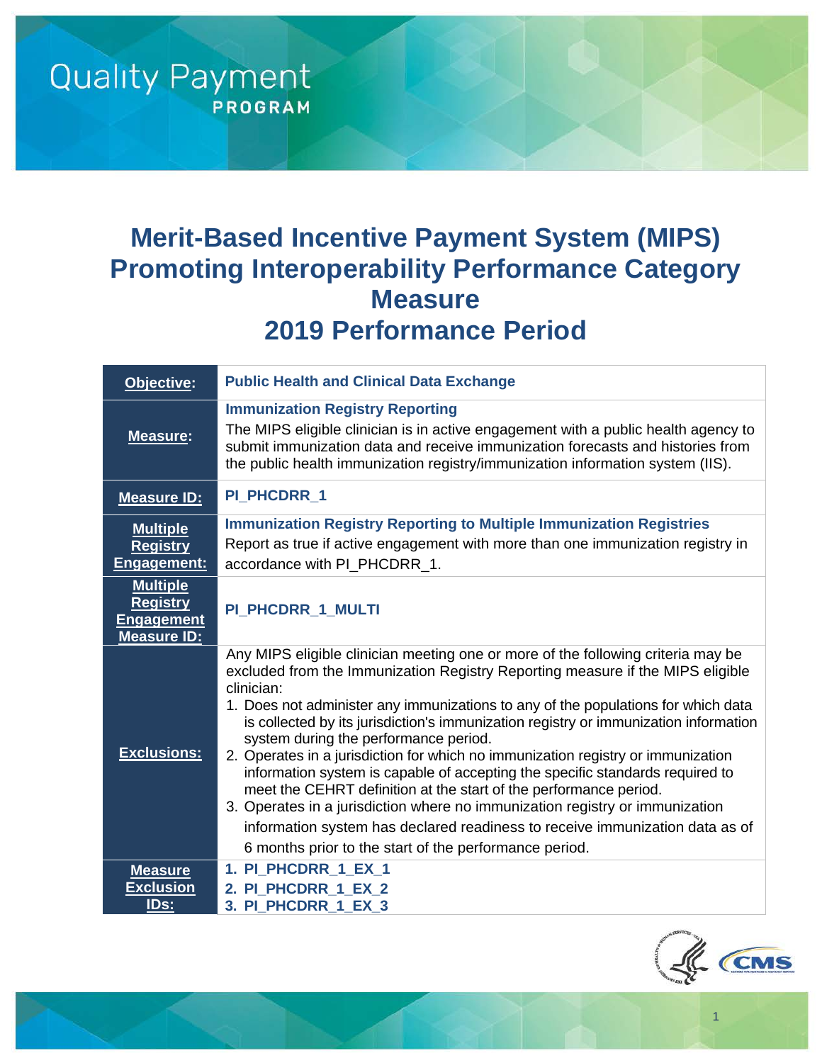Quality Payment PROGRAM

# Merit-Based Incentive Payment System (MIPS) Promoting Interoperability Performance Category Measure 2019 Performance Period

| | |
|---|---|
| **Objective:** | **Public Health and Clinical Data Exchange** |
| **Measure:** | **Immunization Registry Reporting**<br>The MIPS eligible clinician is in active engagement with a public health agency to submit immunization data and receive immunization forecasts and histories from the public health immunization registry/immunization information system (IIS). |
| **Measure ID:** | **PI_PHCDRR_1** |
| **Multiple Registry Engagement:** | **Immunization Registry Reporting to Multiple Immunization Registries**<br>Report as true if active engagement with more than one immunization registry in accordance with PI_PHCDRR_1. |
| **Multiple Registry Engagement Measure ID:** | **PI_PHCDRR_1_MULTI** |
| **Exclusions:** | Any MIPS eligible clinician meeting one or more of the following criteria may be excluded from the Immunization Registry Reporting measure if the MIPS eligible clinician:<br>1. Does not administer any immunizations to any of the populations for which data is collected by its jurisdiction's immunization registry or immunization information system during the performance period.<br>2. Operates in a jurisdiction for which no immunization registry or immunization information system is capable of accepting the specific standards required to meet the CEHRT definition at the start of the performance period.<br>3. Operates in a jurisdiction where no immunization registry or immunization information system has declared readiness to receive immunization data as of 6 months prior to the start of the performance period. |
| **Measure Exclusion IDs:** | **1. PI_PHCDRR_1_EX_1**<br>**2. PI_PHCDRR_1_EX_2**<br>**3. PI_PHCDRR_1_EX_3** |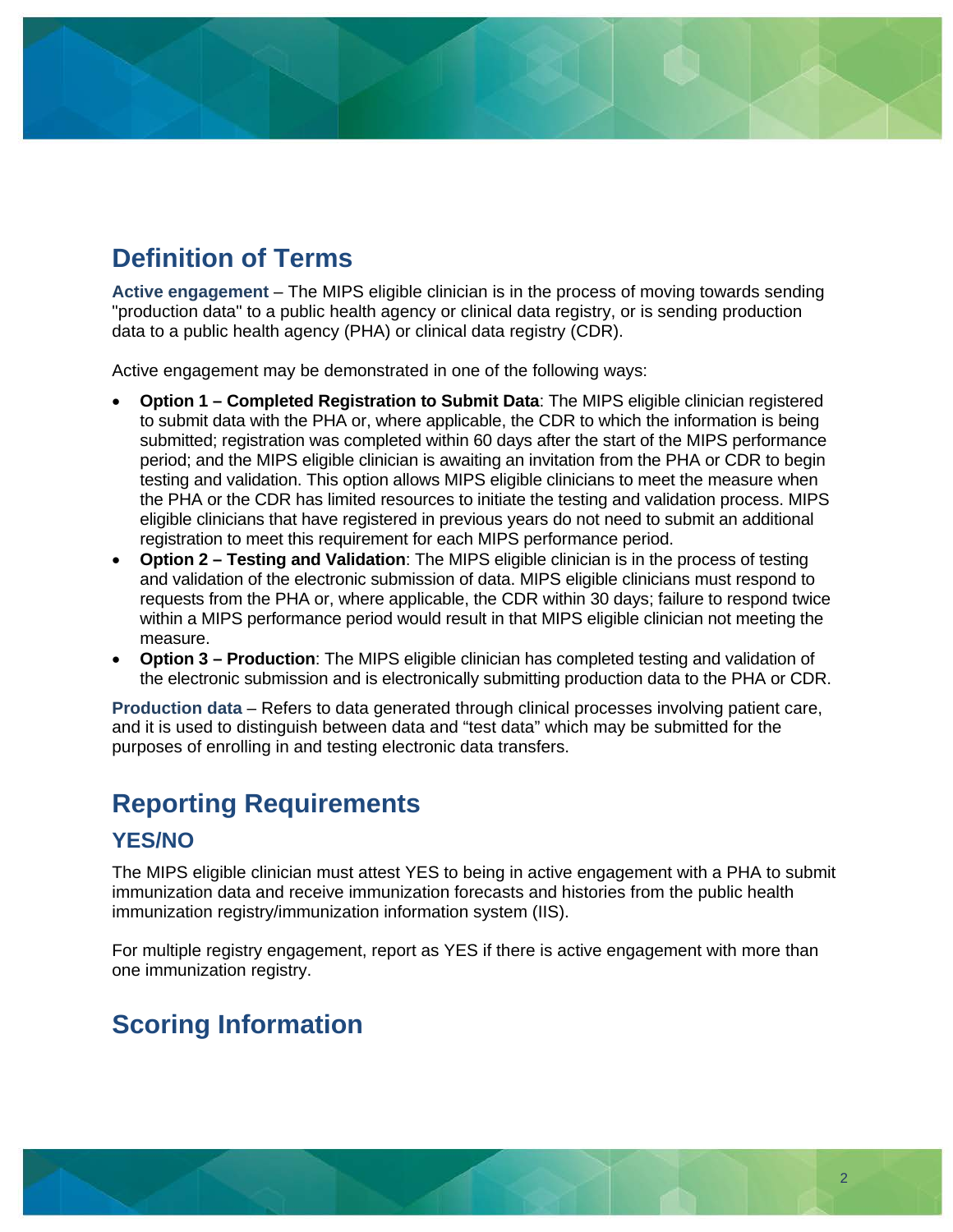## Definition of Terms

**Active engagement** – The MIPS eligible clinician is in the process of moving towards sending "production data" to a public health agency or clinical data registry, or is sending production data to a public health agency (PHA) or clinical data registry (CDR).

Active engagement may be demonstrated in one of the following ways:

- **Option 1 – Completed Registration to Submit Data**: The MIPS eligible clinician registered to submit data with the PHA or, where applicable, the CDR to which the information is being submitted; registration was completed within 60 days after the start of the MIPS performance period; and the MIPS eligible clinician is awaiting an invitation from the PHA or CDR to begin testing and validation. This option allows MIPS eligible clinicians to meet the measure when the PHA or the CDR has limited resources to initiate the testing and validation process. MIPS eligible clinicians that have registered in previous years do not need to submit an additional registration to meet this requirement for each MIPS performance period.
- **Option 2 – Testing and Validation**: The MIPS eligible clinician is in the process of testing and validation of the electronic submission of data. MIPS eligible clinicians must respond to requests from the PHA or, where applicable, the CDR within 30 days; failure to respond twice within a MIPS performance period would result in that MIPS eligible clinician not meeting the measure.
- **Option 3 – Production**: The MIPS eligible clinician has completed testing and validation of the electronic submission and is electronically submitting production data to the PHA or CDR.

**Production data** – Refers to data generated through clinical processes involving patient care, and it is used to distinguish between data and "test data" which may be submitted for the purposes of enrolling in and testing electronic data transfers.

## Reporting Requirements

### YES/NO

The MIPS eligible clinician must attest YES to being in active engagement with a PHA to submit immunization data and receive immunization forecasts and histories from the public health immunization registry/immunization information system (IIS).

For multiple registry engagement, report as YES if there is active engagement with more than one immunization registry.

## Scoring Information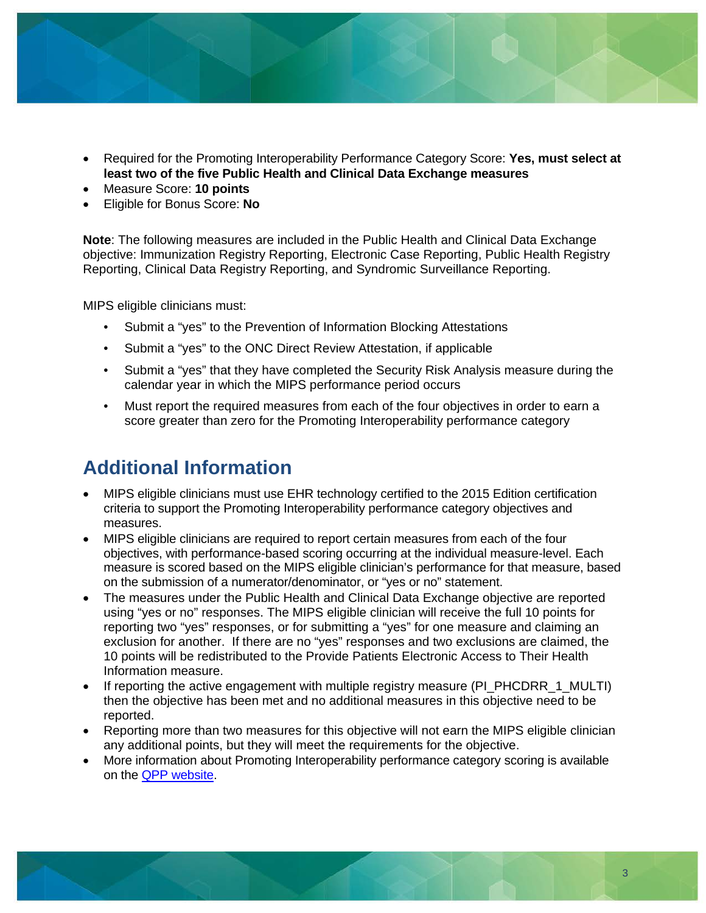- Required for the Promoting Interoperability Performance Category Score: **Yes, must select at least two of the five Public Health and Clinical Data Exchange measures**
- Measure Score: **10 points**
- Eligible for Bonus Score: **No**

**Note**: The following measures are included in the Public Health and Clinical Data Exchange objective: Immunization Registry Reporting, Electronic Case Reporting, Public Health Registry Reporting, Clinical Data Registry Reporting, and Syndromic Surveillance Reporting.

MIPS eligible clinicians must:

- Submit a "yes" to the Prevention of Information Blocking Attestations
- Submit a "yes" to the ONC Direct Review Attestation, if applicable
- Submit a "yes" that they have completed the Security Risk Analysis measure during the calendar year in which the MIPS performance period occurs
- Must report the required measures from each of the four objectives in order to earn a score greater than zero for the Promoting Interoperability performance category

## Additional Information

- MIPS eligible clinicians must use EHR technology certified to the 2015 Edition certification criteria to support the Promoting Interoperability performance category objectives and measures.
- MIPS eligible clinicians are required to report certain measures from each of the four objectives, with performance-based scoring occurring at the individual measure-level. Each measure is scored based on the MIPS eligible clinician's performance for that measure, based on the submission of a numerator/denominator, or "yes or no" statement.
- The measures under the Public Health and Clinical Data Exchange objective are reported using "yes or no" responses. The MIPS eligible clinician will receive the full 10 points for reporting two "yes" responses, or for submitting a "yes" for one measure and claiming an exclusion for another. If there are no "yes" responses and two exclusions are claimed, the 10 points will be redistributed to the Provide Patients Electronic Access to Their Health Information measure.
- If reporting the active engagement with multiple registry measure (PI_PHCDRR_1_MULTI) then the objective has been met and no additional measures in this objective need to be reported.
- Reporting more than two measures for this objective will not earn the MIPS eligible clinician any additional points, but they will meet the requirements for the objective.
- More information about Promoting Interoperability performance category scoring is available on the [QPP website](QPP website).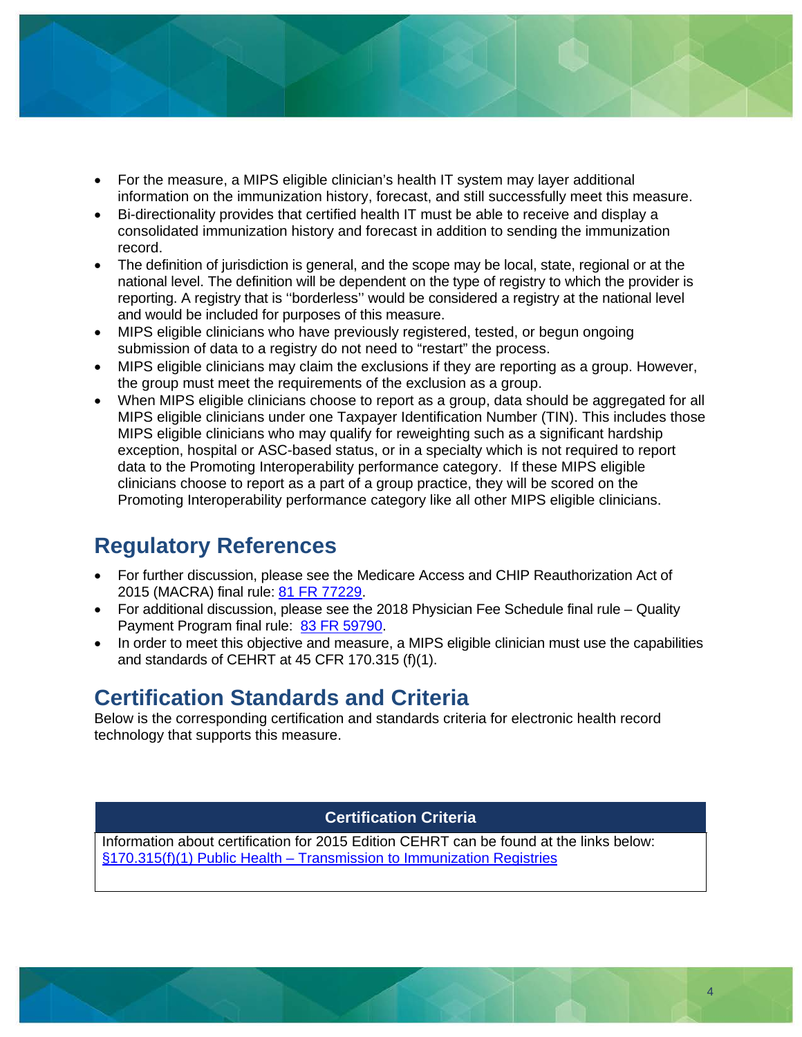- For the measure, a MIPS eligible clinician's health IT system may layer additional information on the immunization history, forecast, and still successfully meet this measure.
- Bi-directionality provides that certified health IT must be able to receive and display a consolidated immunization history and forecast in addition to sending the immunization record.
- The definition of jurisdiction is general, and the scope may be local, state, regional or at the national level. The definition will be dependent on the type of registry to which the provider is reporting. A registry that is ''borderless'' would be considered a registry at the national level and would be included for purposes of this measure.
- MIPS eligible clinicians who have previously registered, tested, or begun ongoing submission of data to a registry do not need to "restart" the process.
- MIPS eligible clinicians may claim the exclusions if they are reporting as a group. However, the group must meet the requirements of the exclusion as a group.
- When MIPS eligible clinicians choose to report as a group, data should be aggregated for all MIPS eligible clinicians under one Taxpayer Identification Number (TIN). This includes those MIPS eligible clinicians who may qualify for reweighting such as a significant hardship exception, hospital or ASC-based status, or in a specialty which is not required to report data to the Promoting Interoperability performance category. If these MIPS eligible clinicians choose to report as a part of a group practice, they will be scored on the Promoting Interoperability performance category like all other MIPS eligible clinicians.

## Regulatory References

- For further discussion, please see the Medicare Access and CHIP Reauthorization Act of 2015 (MACRA) final rule: 81 FR 77229.
- For additional discussion, please see the 2018 Physician Fee Schedule final rule – Quality Payment Program final rule: 83 FR 59790.
- In order to meet this objective and measure, a MIPS eligible clinician must use the capabilities and standards of CEHRT at 45 CFR 170.315 (f)(1).

## Certification Standards and Criteria

Below is the corresponding certification and standards criteria for electronic health record technology that supports this measure.

| Certification Criteria |
|---|
| Information about certification for 2015 Edition CEHRT can be found at the links below: §170.315(f)(1) Public Health – Transmission to Immunization Registries |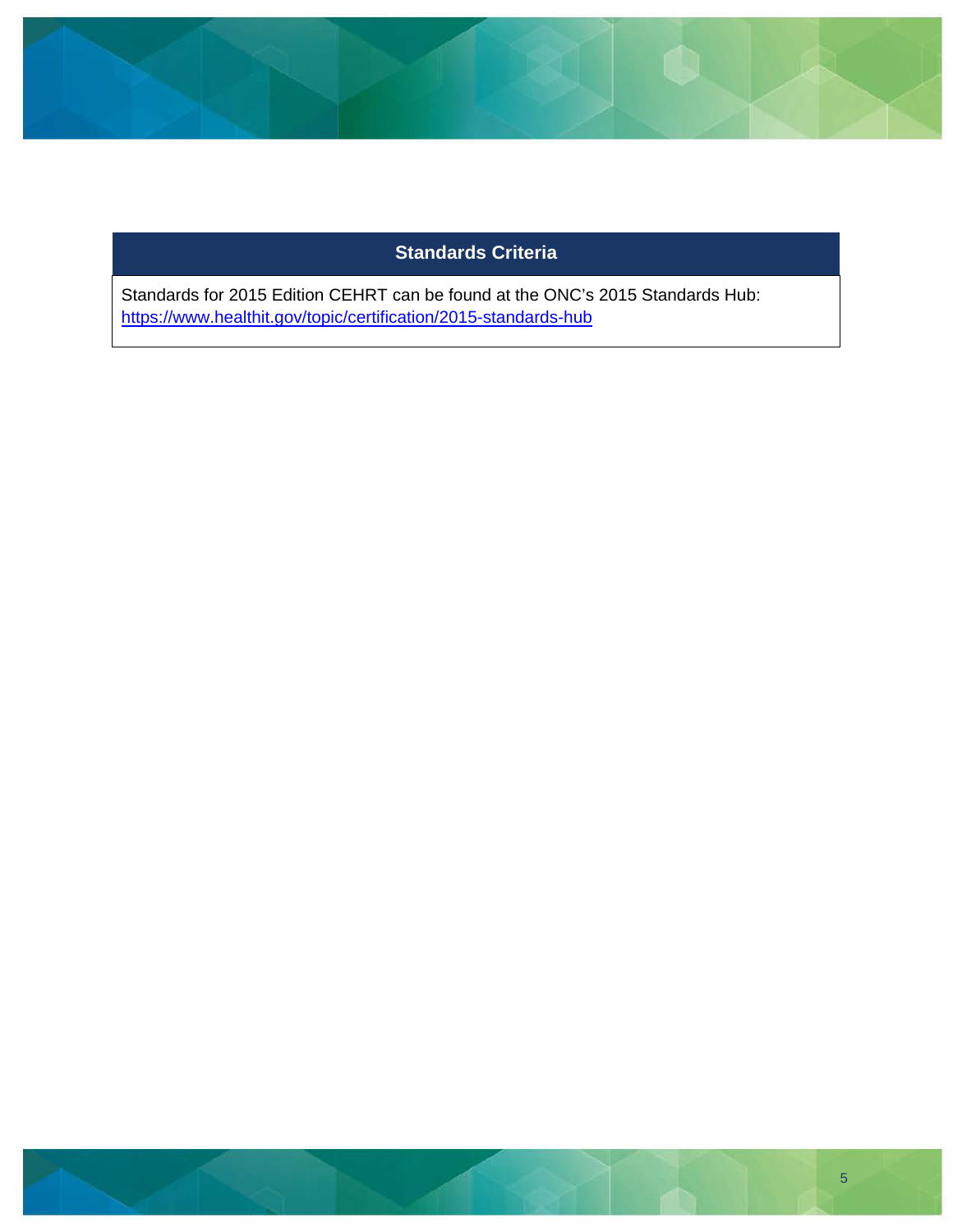| Standards Criteria |
| --- |
| Standards for 2015 Edition CEHRT can be found at the ONC's 2015 Standards Hub: [https://www.healthit.gov/topic/certification/2015-standards-hub](https://www.healthit.gov/topic/certification/2015-standards-hub) |